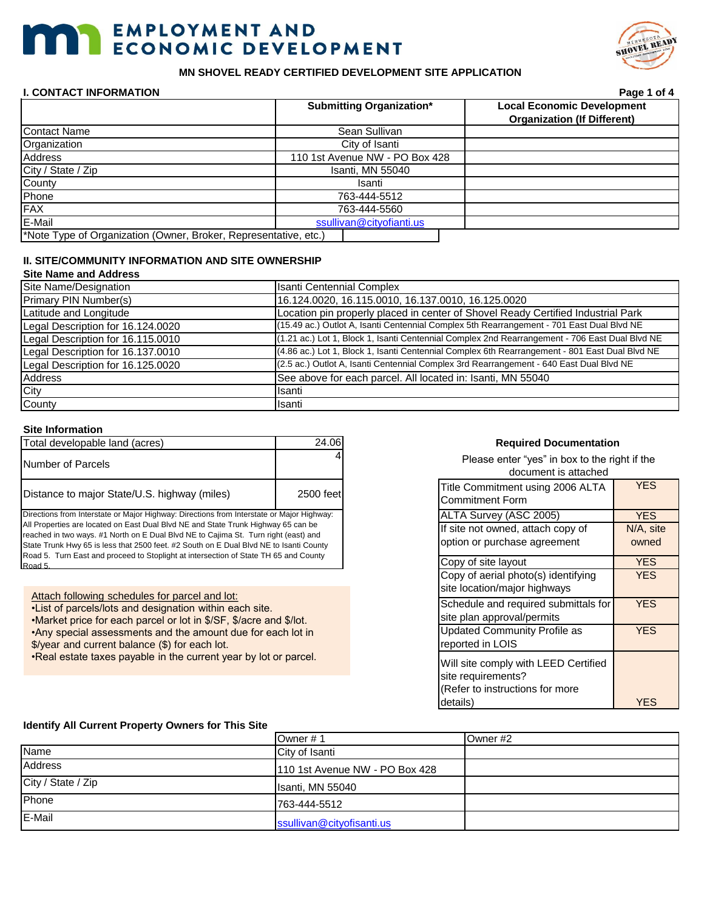# EMPLOYMENT AND ECONOMIC DEVELOPMENT

## MN SHOVEL READY CERTIFIED DEVELOPMENT SITE APPLICATION

### I. CONTACT INFORMATION

| | Submitting Organization* | Local Economic Development Organization (If Different) |
|---|---|---|
| Contact Name | Sean Sullivan | |
| Organization | City of Isanti | |
| Address | 110 1st Avenue NW - PO Box 428 | |
| City / State / Zip | Isanti, MN 55040 | |
| County | Isanti | |
| Phone | 763-444-5512 | |
| FAX | 763-444-5560 | |
| E-Mail | ssullivan@cityofianti.us | |

*Note Type of Organization (Owner, Broker, Representative, etc.)

### II. SITE/COMMUNITY INFORMATION AND SITE OWNERSHIP

**Site Name and Address**

| | |
|---|---|
| Site Name/Designation | Isanti Centennial Complex |
| Primary PIN Number(s) | 16.124.0020, 16.115.0010, 16.137.0010, 16.125.0020 |
| Latitude and Longitude | Location pin properly placed in center of Shovel Ready Certified Industrial Park |
| Legal Description for 16.124.0020 | (15.49 ac.) Outlot A, Isanti Centennial Complex 5th Rearrangement - 701 East Dual Blvd NE |
| Legal Description for 16.115.0010 | (1.21 ac.) Lot 1, Block 1, Isanti Centennial Complex 2nd Rearrangement - 706 East Dual Blvd NE |
| Legal Description for 16.137.0010 | (4.86 ac.) Lot 1, Block 1, Isanti Centennial Complex 6th Rearrangement - 801 East Dual Blvd NE |
| Legal Description for 16.125.0020 | (2.5 ac.) Outlot A, Isanti Centennial Complex 3rd Rearrangement - 640 East Dual Blvd NE |
| Address | See above for each parcel. All located in: Isanti, MN 55040 |
| City | Isanti |
| County | Isanti |

**Site Information**

| | |
|---|---|
| Total developable land (acres) | 24.06 |
| Number of Parcels | 4 |
| Distance to major State/U.S. highway (miles) | 2500 feet |

Directions from Interstate or Major Highway: Directions from Interstate or Major Highway: All Properties are located on East Dual Blvd NE and State Trunk Highway 65 can be reached in two ways. #1 North on E Dual Blvd NE to Cajima St. Turn right (east) and State Trunk Hwy 65 is less that 2500 feet. #2 South on E Dual Blvd NE to Isanti County Road 5. Turn East and proceed to Stoplight at intersection of State TH 65 and County Road 5.

Attach following schedules for parcel and lot:
- List of parcels/lots and designation within each site.
- Market price for each parcel or lot in $/SF, $/acre and $/lot.
- Any special assessments and the amount due for each lot in $/year and current balance ($) for each lot.
- Real estate taxes payable in the current year by lot or parcel.

**Required Documentation**

Please enter "yes" in box to the right if the document is attached

| Document | |
|---|---|
| Title Commitment using 2006 ALTA Commitment Form | YES |
| ALTA Survey (ASC 2005) | YES |
| If site not owned, attach copy of option or purchase agreement | N/A, site owned |
| Copy of site layout | YES |
| Copy of aerial photo(s) identifying site location/major highways | YES |
| Schedule and required submittals for site plan approval/permits | YES |
| Updated Community Profile as reported in LOIS | YES |
| Will site comply with LEED Certified site requirements? (Refer to instructions for more details) | YES |

**Identify All Current Property Owners for This Site**

| | Owner # 1 | Owner #2 |
|---|---|---|
| Name | City of Isanti | |
| Address | 110 1st Avenue NW - PO Box 428 | |
| City / State / Zip | Isanti, MN 55040 | |
| Phone | 763-444-5512 | |
| E-Mail | ssullivan@cityofisanti.us | |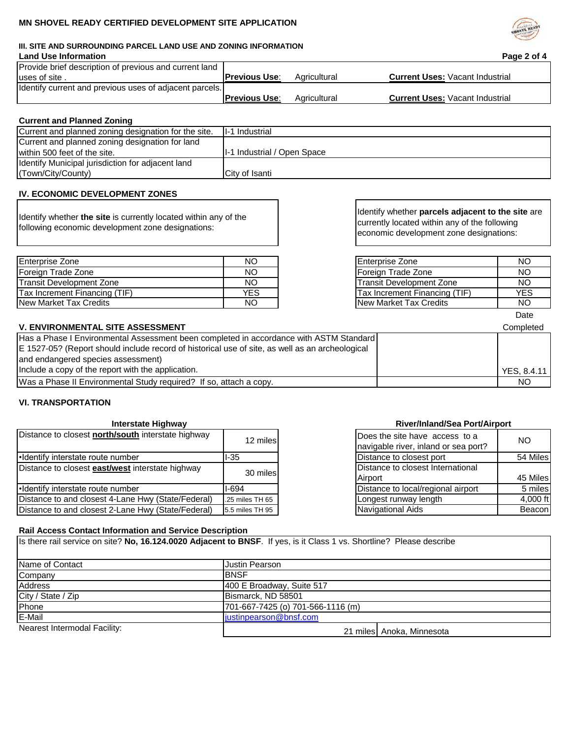# MN SHOVEL READY CERTIFIED DEVELOPMENT SITE APPLICATION

## III. SITE AND SURROUNDING PARCEL LAND USE AND ZONING INFORMATION

### Land Use Information

| | | |
|---|---|---|
| Provide brief description of previous and current land uses of site . | **Previous Use**: Agricultural | **Current Uses:** Vacant Industrial |
| Identify current and previous uses of adjacent parcels. | **Previous Use**: Agricultural | **Current Uses:** Vacant Industrial |

### Current and Planned Zoning

| | |
|---|---|
| Current and planned zoning designation for the site. | I-1 Industrial |
| Current and planned zoning designation for land within 500 feet of the site. | I-1 Industrial / Open Space |
| Identify Municipal jurisdiction for adjacent land (Town/City/County) | City of Isanti |

## IV. ECONOMIC DEVELOPMENT ZONES

Identify whether **the site** is currently located within any of the following economic development zone designations:

| | |
|---|---|
| Enterprise Zone | NO |
| Foreign Trade Zone | NO |
| Transit Development Zone | NO |
| Tax Increment Financing (TIF) | YES |
| New Market Tax Credits | NO |

Identify whether **parcels adjacent to the site** are currently located within any of the following economic development zone designations:

| | |
|---|---|
| Enterprise Zone | NO |
| Foreign Trade Zone | NO |
| Transit Development Zone | NO |
| Tax Increment Financing (TIF) | YES |
| New Market Tax Credits | NO |

## V. ENVIRONMENTAL SITE ASSESSMENT

| | | Date Completed |
|---|---|---|
| Has a Phase I Environmental Assessment been completed in accordance with ASTM Standard E 1527-05? (Report should include record of historical use of site, as well as an archeological and endangered species assessment) Include a copy of the report with the application. | | YES, 8.4.11 |
| Was a Phase II Environmental Study required? If so, attach a copy. | | NO |

## VI. TRANSPORTATION

### Interstate Highway

| | |
|---|---|
| Distance to closest **north/south** interstate highway | 12 miles |
| •Identify interstate route number | I-35 |
| Distance to closest **east/west** interstate highway | 30 miles |
| •Identify interstate route number | I-694 |
| Distance to and closest 4-Lane Hwy (State/Federal) | .25 miles TH 65 |
| Distance to and closest 2-Lane Hwy (State/Federal) | 5.5 miles TH 95 |

### River/Inland/Sea Port/Airport

| | |
|---|---|
| Does the site have access to a navigable river, inland or sea port? | NO |
| Distance to closest port | 54 Miles |
| Distance to closest International Airport | 45 Miles |
| Distance to local/regional airport | 5 miles |
| Longest runway length | 4,000 ft |
| Navigational Aids | Beacon |

### Rail Access Contact Information and Service Description

Is there rail service on site? **No, 16.124.0020 Adjacent to BNSF**. If yes, is it Class 1 vs. Shortline? Please describe

| | | |
|---|---|---|
| Name of Contact | Justin Pearson | |
| Company | BNSF | |
| Address | 400 E Broadway, Suite 517 | |
| City / State / Zip | Bismarck, ND 58501 | |
| Phone | 701-667-7425 (o) 701-566-1116 (m) | |
| E-Mail | justinpearson@bnsf.com | |
| Nearest Intermodal Facility: | 21 miles | Anoka, Minnesota |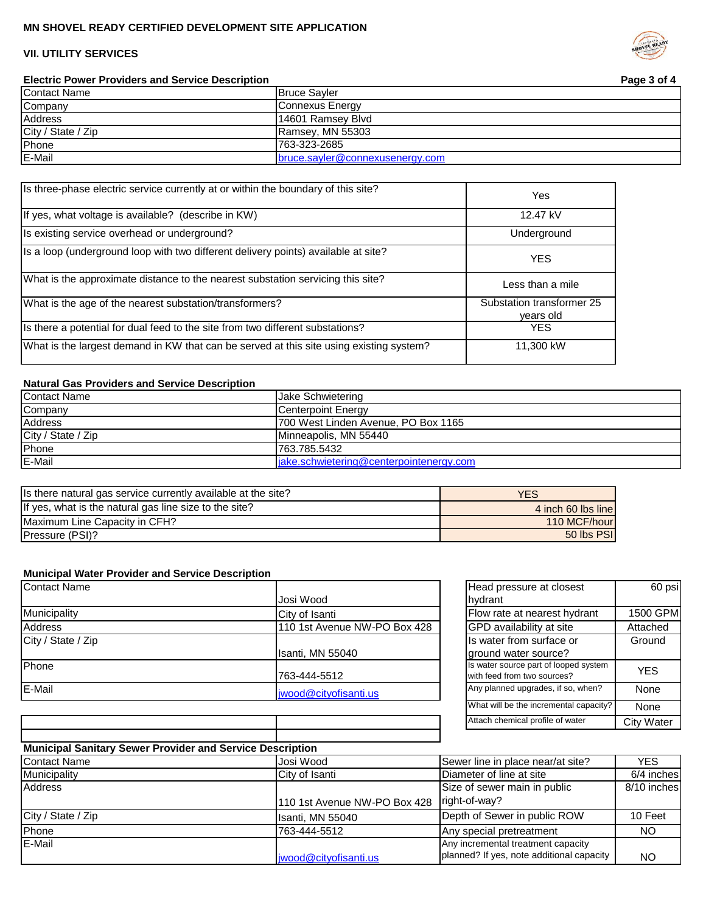**MN SHOVEL READY CERTIFIED DEVELOPMENT SITE APPLICATION**

## VII. UTILITY SERVICES

### Electric Power Providers and Service Description

| | |
|---|---|
| Contact Name | Bruce Sayler |
| Company | Connexus Energy |
| Address | 14601 Ramsey Blvd |
| City / State / Zip | Ramsey, MN 55303 |
| Phone | 763-323-2685 |
| E-Mail | bruce.sayler@connexusenergy.com |

| | |
|---|---|
| Is three-phase electric service currently at or within the boundary of this site? | Yes |
| If yes, what voltage is available? (describe in KW) | 12.47 kV |
| Is existing service overhead or underground? | Underground |
| Is a loop (underground loop with two different delivery points) available at site? | YES |
| What is the approximate distance to the nearest substation servicing this site? | Less than a mile |
| What is the age of the nearest substation/transformers? | Substation transformer 25 years old |
| Is there a potential for dual feed to the site from two different substations? | YES |
| What is the largest demand in KW that can be served at this site using existing system? | 11,300 kW |

### Natural Gas Providers and Service Description

| | |
|---|---|
| Contact Name | Jake Schwietering |
| Company | Centerpoint Energy |
| Address | 700 West Linden Avenue, PO Box 1165 |
| City / State / Zip | Minneapolis, MN 55440 |
| Phone | 763.785.5432 |
| E-Mail | jake.schwietering@centerpointenergy.com |

| | |
|---|---|
| Is there natural gas service currently available at the site? | YES |
| If yes, what is the natural gas line size to the site? | 4 inch 60 lbs line |
| Maximum Line Capacity in CFH? | 110 MCF/hour |
| Pressure (PSI)? | 50 lbs PSI |

### Municipal Water Provider and Service Description

| | |
|---|---|
| Contact Name | Josi Wood |
| Municipality | City of Isanti |
| Address | 110 1st Avenue NW-PO Box 428 |
| City / State / Zip | Isanti, MN 55040 |
| Phone | 763-444-5512 |
| E-Mail | jwood@cityofisanti.us |

| | |
|---|---|
| Head pressure at closest hydrant | 60 psi |
| Flow rate at nearest hydrant | 1500 GPM |
| GPD availability at site | Attached |
| Is water from surface or ground water source? | Ground |
| Is water source part of looped system with feed from two sources? | YES |
| Any planned upgrades, if so, when? | None |
| What will be the incremental capacity? | None |
| Attach chemical profile of water | City Water |

### Municipal Sanitary Sewer Provider and Service Description

| | |
|---|---|
| Contact Name | Josi Wood |
| Municipality | City of Isanti |
| Address | 110 1st Avenue NW-PO Box 428 |
| City / State / Zip | Isanti, MN 55040 |
| Phone | 763-444-5512 |
| E-Mail | jwood@cityofisanti.us |

| | |
|---|---|
| Sewer line in place near/at site? | YES |
| Diameter of line at site | 6/4 inches |
| Size of sewer main in public right-of-way? | 8/10 inches |
| Depth of Sewer in public ROW | 10 Feet |
| Any special pretreatment | NO |
| Any incremental treatment capacity planned? If yes, note additional capacity | NO |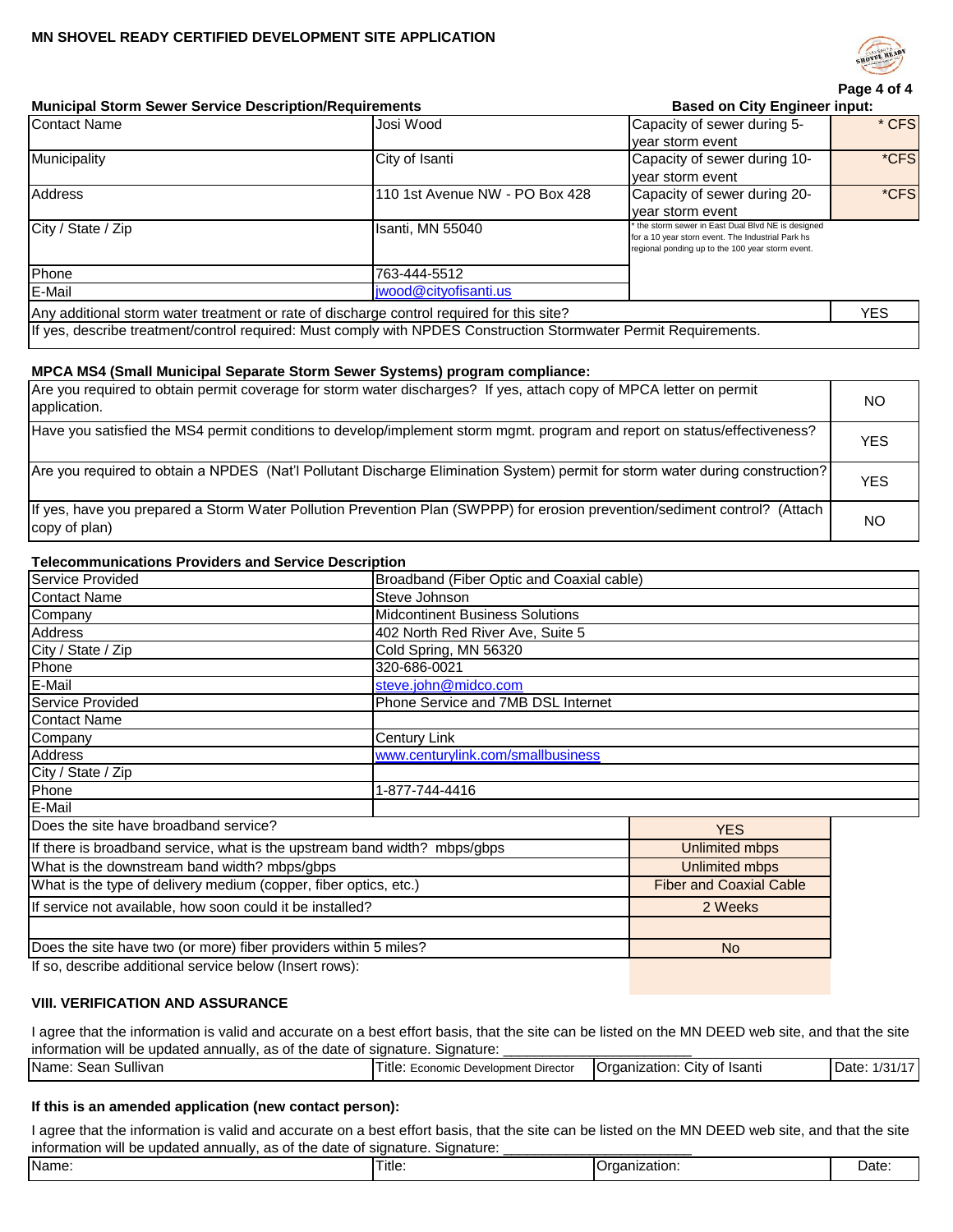MN SHOVEL READY CERTIFIED DEVELOPMENT SITE APPLICATION

**Municipal Storm Sewer Service Description/Requirements** — **Based on City Engineer input:**

| | | | |
|---|---|---|---|
| Contact Name | Josi Wood | Capacity of sewer during 5-year storm event | * CFS |
| Municipality | City of Isanti | Capacity of sewer during 10-year storm event | *CFS |
| Address | 110 1st Avenue NW - PO Box 428 | Capacity of sewer during 20-year storm event | *CFS |
| City / State / Zip | Isanti, MN 55040 | * the storm sewer in East Dual Blvd NE is designed for a 10 year storn event. The Industrial Park hs regional ponding up to the 100 year storm event. | |
| Phone | 763-444-5512 | | |
| E-Mail | jwood@cityofisanti.us | | |
| Any additional storm water treatment or rate of discharge control required for this site? | | | YES |
| If yes, describe treatment/control required: Must comply with NPDES Construction Stormwater Permit Requirements. | | | |

**MPCA MS4 (Small Municipal Separate Storm Sewer Systems) program compliance:**

| | |
|---|---|
| Are you required to obtain permit coverage for storm water discharges? If yes, attach copy of MPCA letter on permit application. | NO |
| Have you satisfied the MS4 permit conditions to develop/implement storm mgmt. program and report on status/effectiveness? | YES |
| Are you required to obtain a NPDES (Nat'l Pollutant Discharge Elimination System) permit for storm water during construction? | YES |
| If yes, have you prepared a Storm Water Pollution Prevention Plan (SWPPP) for erosion prevention/sediment control? (Attach copy of plan) | NO |

**Telecommunications Providers and Service Description**

| | |
|---|---|
| Service Provided | Broadband (Fiber Optic and Coaxial cable) |
| Contact Name | Steve Johnson |
| Company | Midcontinent Business Solutions |
| Address | 402 North Red River Ave, Suite 5 |
| City / State / Zip | Cold Spring, MN 56320 |
| Phone | 320-686-0021 |
| E-Mail | steve.john@midco.com |
| Service Provided | Phone Service and 7MB DSL Internet |
| Contact Name | |
| Company | Century Link |
| Address | www.centurylink.com/smallbusiness |
| City / State / Zip | |
| Phone | 1-877-744-4416 |
| E-Mail | |

| | |
|---|---|
| Does the site have broadband service? | YES |
| If there is broadband service, what is the upstream band width? mbps/gbps | Unlimited mbps |
| What is the downstream band width? mbps/gbps | Unlimited mbps |
| What is the type of delivery medium (copper, fiber optics, etc.) | Fiber and Coaxial Cable |
| If service not available, how soon could it be installed? | 2 Weeks |
| | |
| Does the site have two (or more) fiber providers within 5 miles? | No |
| If so, describe additional service below (Insert rows): | |

### VIII. VERIFICATION AND ASSURANCE

I agree that the information is valid and accurate on a best effort basis, that the site can be listed on the MN DEED web site, and that the site information will be updated annually, as of the date of signature. Signature: ______________________

| | | | |
|---|---|---|---|
| Name: Sean Sullivan | Title: Economic Development Director | Organization: City of Isanti | Date: 1/31/17 |

**If this is an amended application (new contact person):**

I agree that the information is valid and accurate on a best effort basis, that the site can be listed on the MN DEED web site, and that the site information will be updated annually, as of the date of signature. Signature: ______________________

| | | | |
|---|---|---|---|
| Name: | Title: | Organization: | Date: |